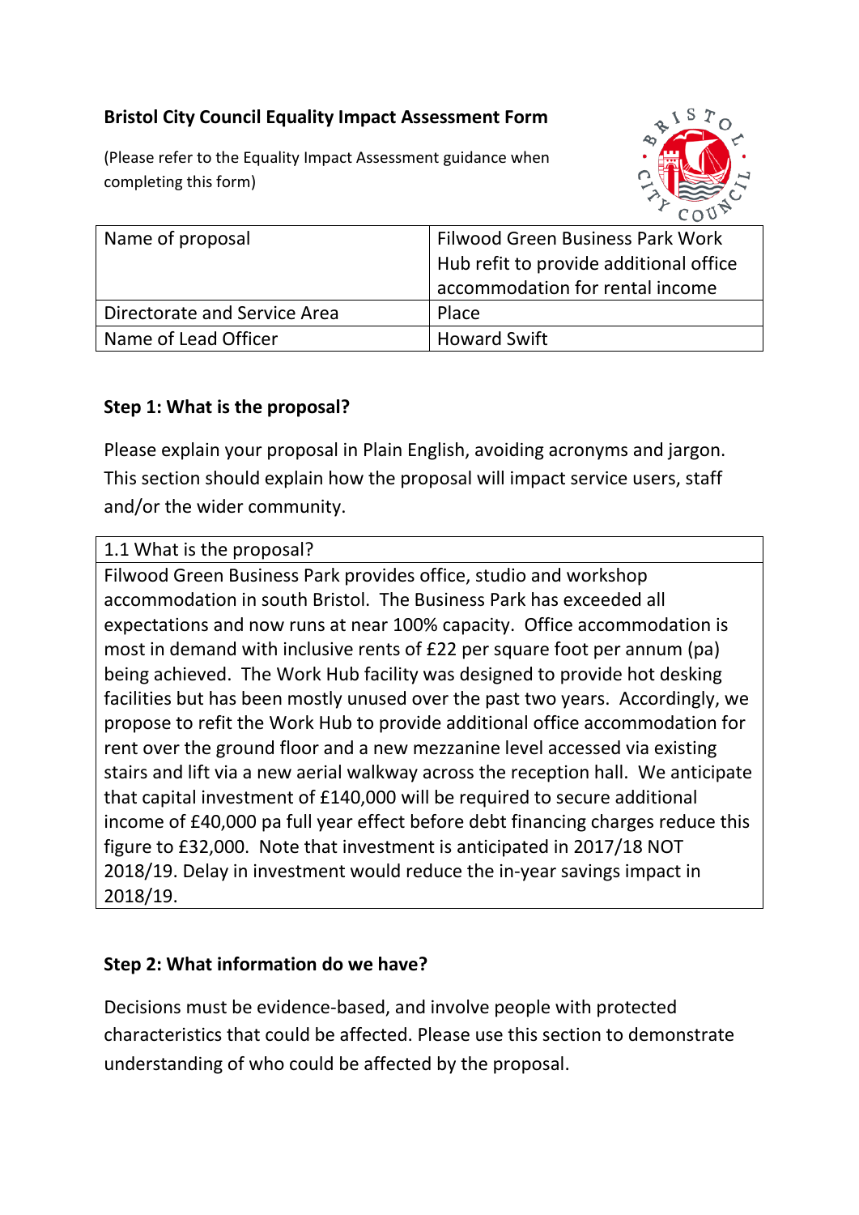**Bristol City Council Equality Impact Assessment Form**

(Please refer to the Equality Impact Assessment guidance when completing this form)

| Name of proposal | Filwood Green Business Park Work Hub refit to provide additional office accommodation for rental income |
|---|---|
| Directorate and Service Area | Place |
| Name of Lead Officer | Howard Swift |

**Step 1: What is the proposal?**

Please explain your proposal in Plain English, avoiding acronyms and jargon. This section should explain how the proposal will impact service users, staff and/or the wider community.

| 1.1 What is the proposal? |
|---|
| Filwood Green Business Park provides office, studio and workshop accommodation in south Bristol. The Business Park has exceeded all expectations and now runs at near 100% capacity. Office accommodation is most in demand with inclusive rents of £22 per square foot per annum (pa) being achieved. The Work Hub facility was designed to provide hot desking facilities but has been mostly unused over the past two years. Accordingly, we propose to refit the Work Hub to provide additional office accommodation for rent over the ground floor and a new mezzanine level accessed via existing stairs and lift via a new aerial walkway across the reception hall. We anticipate that capital investment of £140,000 will be required to secure additional income of £40,000 pa full year effect before debt financing charges reduce this figure to £32,000. Note that investment is anticipated in 2017/18 NOT 2018/19. Delay in investment would reduce the in-year savings impact in 2018/19. |

**Step 2: What information do we have?**

Decisions must be evidence-based, and involve people with protected characteristics that could be affected. Please use this section to demonstrate understanding of who could be affected by the proposal.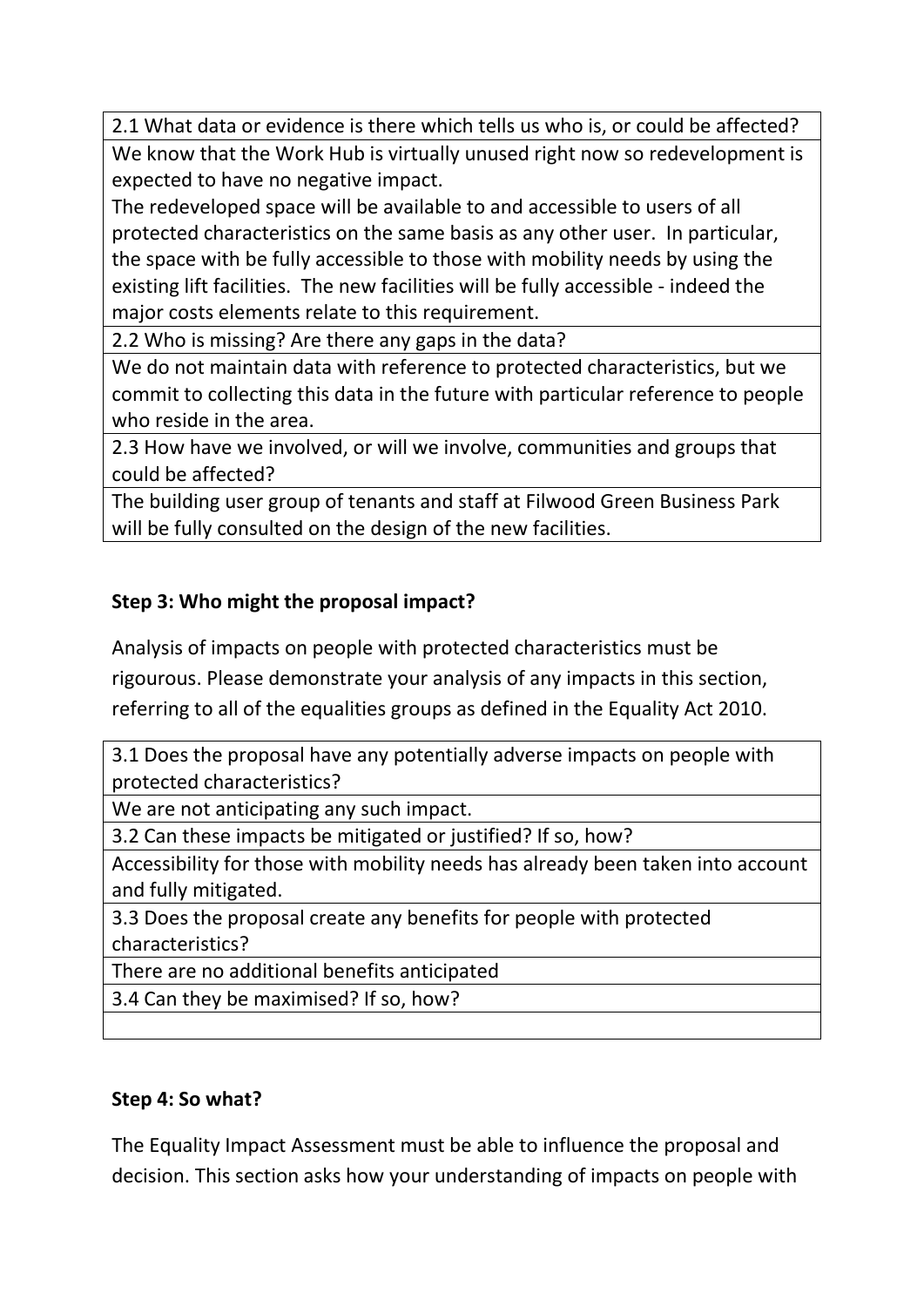| 2.1 What data or evidence is there which tells us who is, or could be affected? |
|---|
| We know that the Work Hub is virtually unused right now so redevelopment is expected to have no negative impact.<br>The redeveloped space will be available to and accessible to users of all protected characteristics on the same basis as any other user. In particular, the space with be fully accessible to those with mobility needs by using the existing lift facilities. The new facilities will be fully accessible - indeed the major costs elements relate to this requirement. |
| 2.2 Who is missing? Are there any gaps in the data? |
| We do not maintain data with reference to protected characteristics, but we commit to collecting this data in the future with particular reference to people who reside in the area. |
| 2.3 How have we involved, or will we involve, communities and groups that could be affected? |
| The building user group of tenants and staff at Filwood Green Business Park will be fully consulted on the design of the new facilities. |

**Step 3: Who might the proposal impact?**

Analysis of impacts on people with protected characteristics must be rigourous. Please demonstrate your analysis of any impacts in this section, referring to all of the equalities groups as defined in the Equality Act 2010.

| 3.1 Does the proposal have any potentially adverse impacts on people with protected characteristics? |
|---|
| We are not anticipating any such impact. |
| 3.2 Can these impacts be mitigated or justified? If so, how? |
| Accessibility for those with mobility needs has already been taken into account and fully mitigated. |
| 3.3 Does the proposal create any benefits for people with protected characteristics? |
| There are no additional benefits anticipated |
| 3.4 Can they be maximised? If so, how? |
| |

**Step 4: So what?**

The Equality Impact Assessment must be able to influence the proposal and decision. This section asks how your understanding of impacts on people with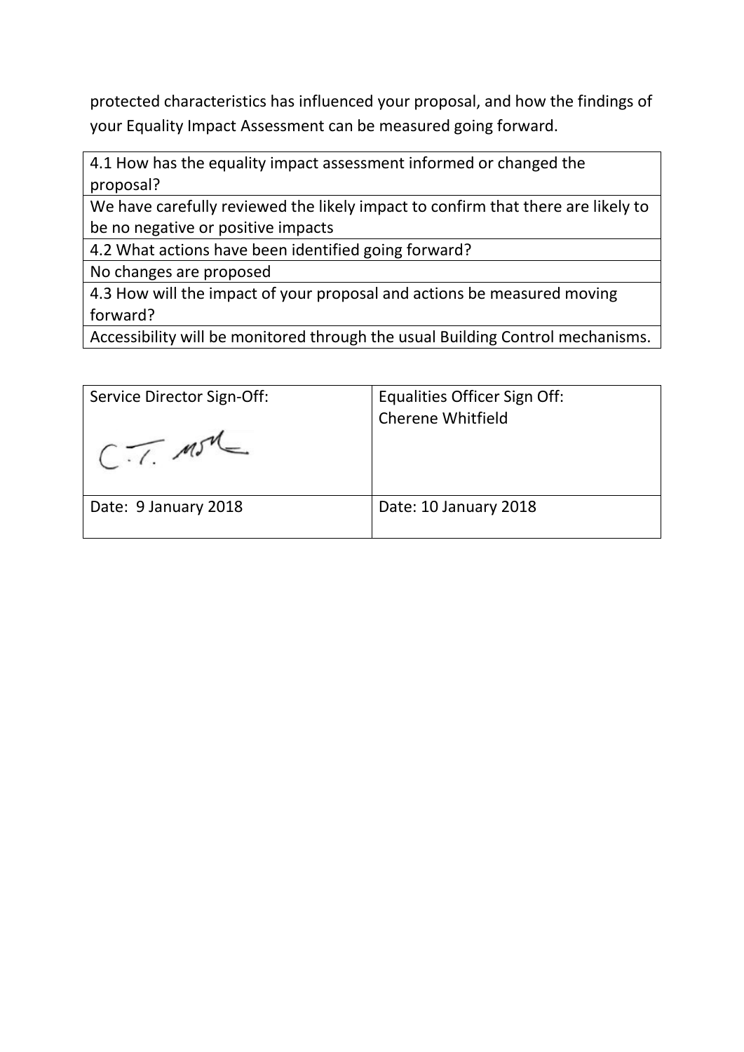protected characteristics has influenced your proposal, and how the findings of your Equality Impact Assessment can be measured going forward.

| |
|---|
| 4.1 How has the equality impact assessment informed or changed the proposal? |
| We have carefully reviewed the likely impact to confirm that there are likely to be no negative or positive impacts |
| 4.2 What actions have been identified going forward? |
| No changes are proposed |
| 4.3 How will the impact of your proposal and actions be measured moving forward? |
| Accessibility will be monitored through the usual Building Control mechanisms. |

| | |
|---|---|
| Service Director Sign-Off: C.T. McH | Equalities Officer Sign Off: Cherene Whitfield |
| Date: 9 January 2018 | Date: 10 January 2018 |